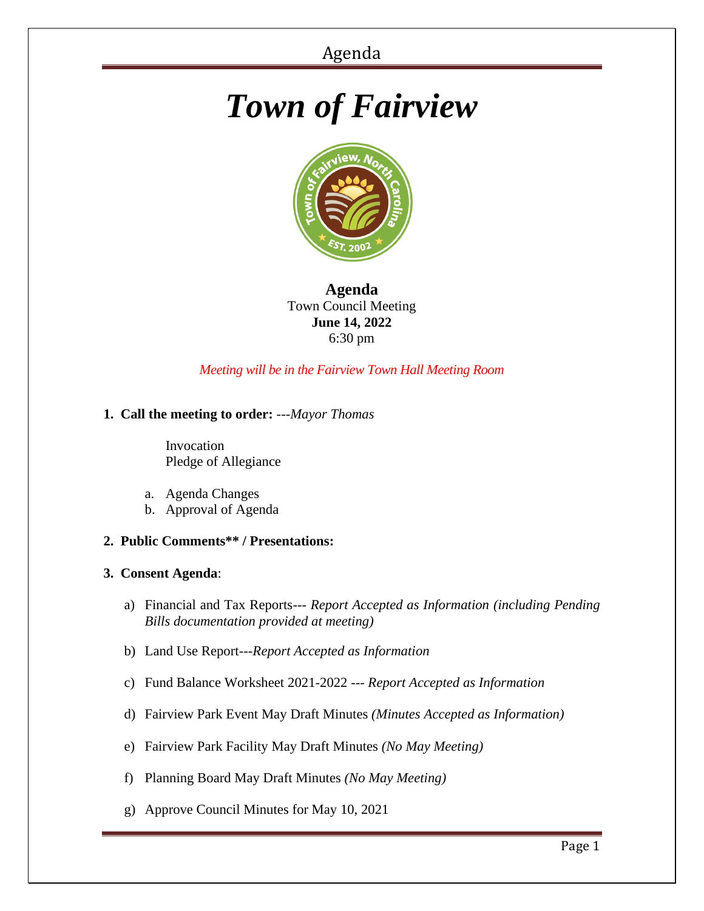# *Town of Fairview*

**Agenda**
Town Council Meeting
**June 14, 2022**
6:30 pm

*Meeting will be in the Fairview Town Hall Meeting Room*

1. **Call the meeting to order:** ---*Mayor Thomas*

   Invocation
   Pledge of Allegiance

   a. Agenda Changes
   b. Approval of Agenda

2. **Public Comments\*\* / Presentations:**

3. **Consent Agenda**:

   a) Financial and Tax Reports--- *Report Accepted as Information (including Pending Bills documentation provided at meeting)*

   b) Land Use Report---*Report Accepted as Information*

   c) Fund Balance Worksheet 2021-2022 --- *Report Accepted as Information*

   d) Fairview Park Event May Draft Minutes *(Minutes Accepted as Information)*

   e) Fairview Park Facility May Draft Minutes *(No May Meeting)*

   f) Planning Board May Draft Minutes *(No May Meeting)*

   g) Approve Council Minutes for May 10, 2021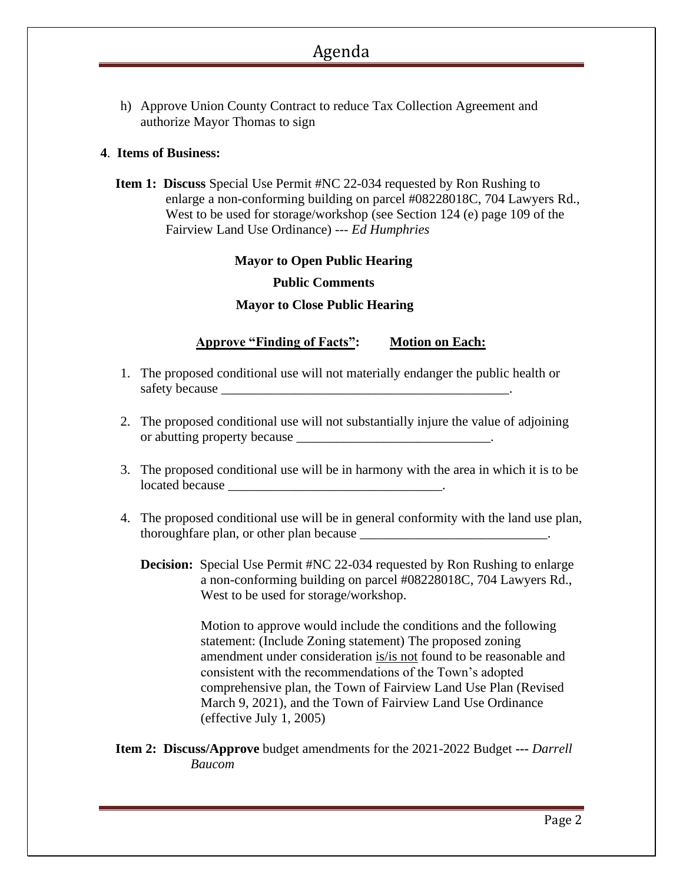h) Approve Union County Contract to reduce Tax Collection Agreement and authorize Mayor Thomas to sign

**4. Items of Business:**

**Item 1: Discuss** Special Use Permit #NC 22-034 requested by Ron Rushing to enlarge a non-conforming building on parcel #08228018C, 704 Lawyers Rd., West to be used for storage/workshop (see Section 124 (e) page 109 of the Fairview Land Use Ordinance) --- *Ed Humphries*

**Mayor to Open Public Hearing**

**Public Comments**

**Mayor to Close Public Hearing**

**Approve "Finding of Facts": Motion on Each:**

1. The proposed conditional use will not materially endanger the public health or safety because ____________________________________________.
2. The proposed conditional use will not substantially injure the value of adjoining or abutting property because _____________________________.
3. The proposed conditional use will be in harmony with the area in which it is to be located because ________________________________.
4. The proposed conditional use will be in general conformity with the land use plan, thoroughfare plan, or other plan because ____________________________.

**Decision:** Special Use Permit #NC 22-034 requested by Ron Rushing to enlarge a non-conforming building on parcel #08228018C, 704 Lawyers Rd., West to be used for storage/workshop.

Motion to approve would include the conditions and the following statement: (Include Zoning statement) The proposed zoning amendment under consideration is/is not found to be reasonable and consistent with the recommendations of the Town's adopted comprehensive plan, the Town of Fairview Land Use Plan (Revised March 9, 2021), and the Town of Fairview Land Use Ordinance (effective July 1, 2005)

**Item 2: Discuss/Approve** budget amendments for the 2021-2022 Budget --- *Darrell Baucom*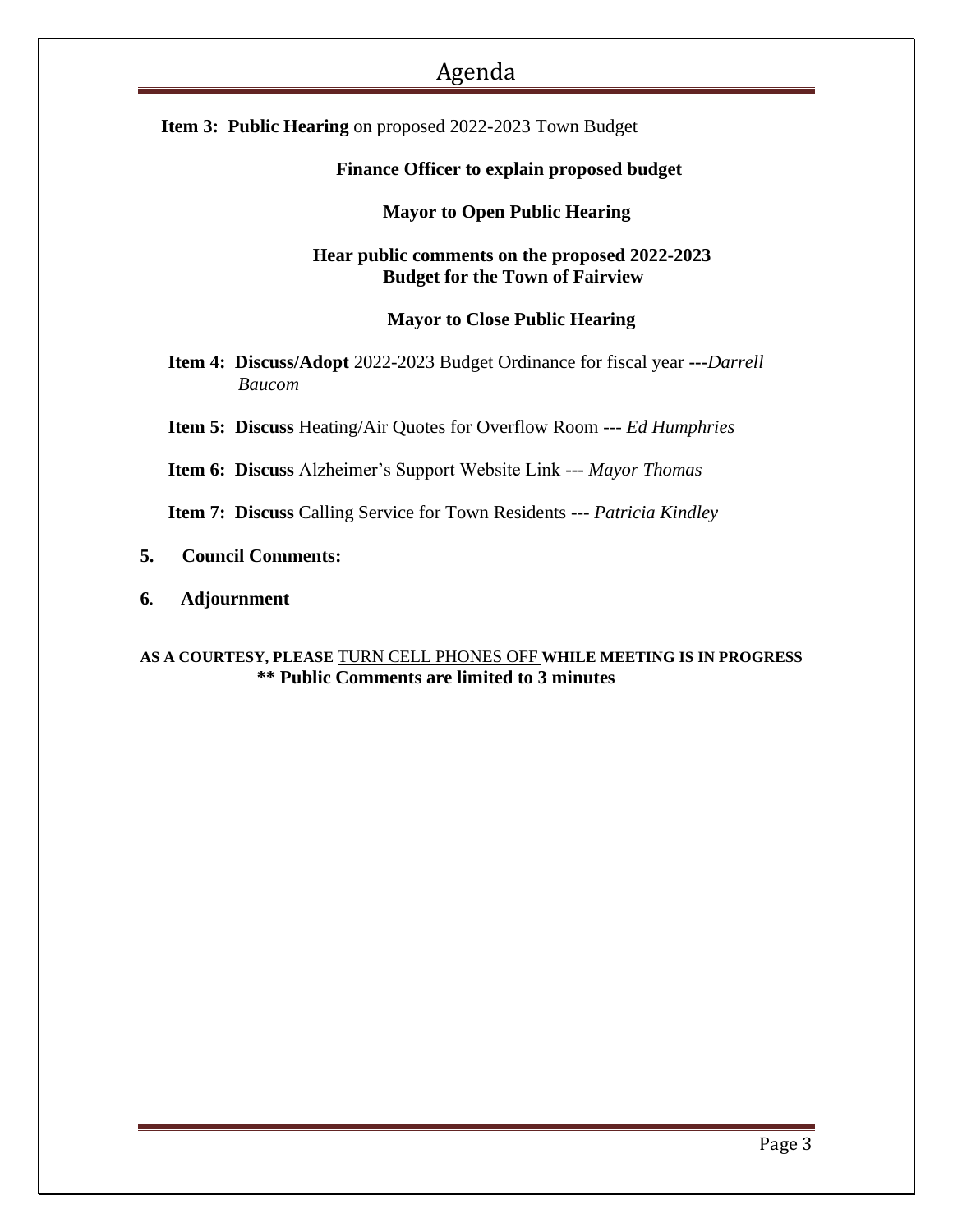# Agenda

**Item 3: Public Hearing** on proposed 2022-2023 Town Budget

**Finance Officer to explain proposed budget**

**Mayor to Open Public Hearing**

**Hear public comments on the proposed 2022-2023 Budget for the Town of Fairview**

**Mayor to Close Public Hearing**

**Item 4: Discuss/Adopt** 2022-2023 Budget Ordinance for fiscal year ---*Darrell Baucom*

**Item 5: Discuss** Heating/Air Quotes for Overflow Room --- *Ed Humphries*

**Item 6: Discuss** Alzheimer's Support Website Link --- *Mayor Thomas*

**Item 7: Discuss** Calling Service for Town Residents --- *Patricia Kindley*

**5. Council Comments:**

**6. Adjournment**

**AS A COURTESY, PLEASE** TURN CELL PHONES OFF **WHILE MEETING IS IN PROGRESS**

**** Public Comments are limited to 3 minutes**